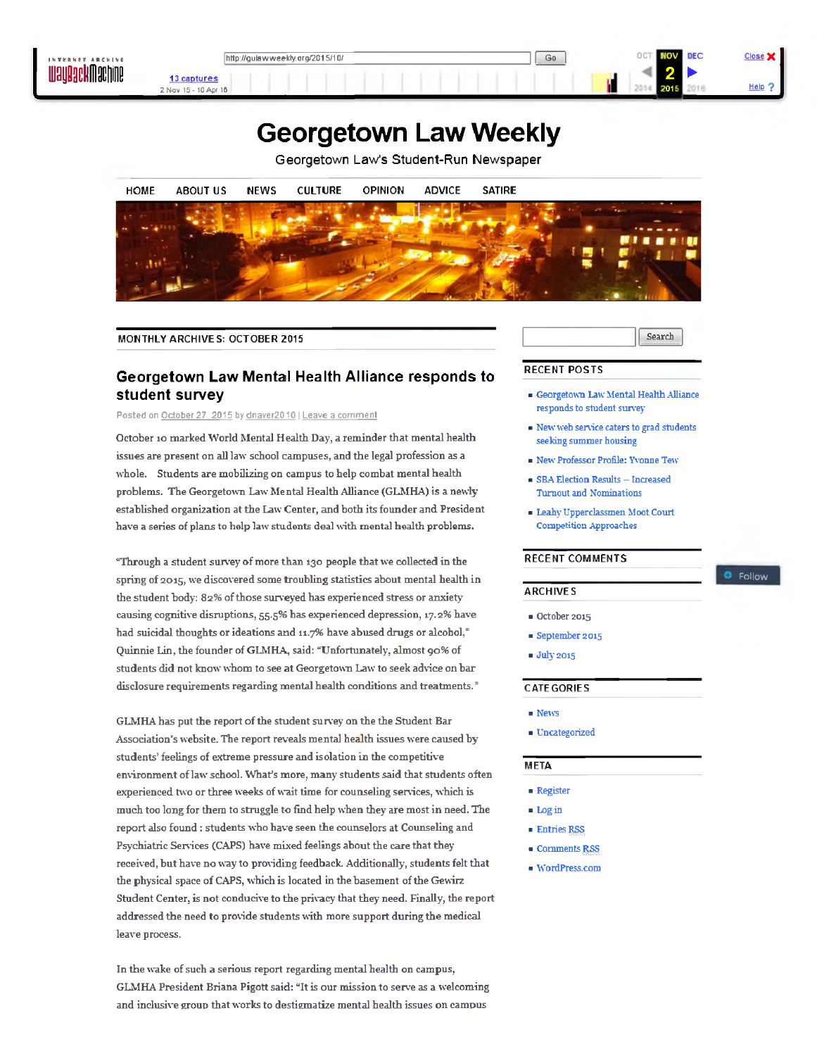# Georgetown Law Weekly

Georgetown Law's Student-Run Newspaper

HOME ABOUT US NEWS CULTURE OPINION ADVICE SATIRE

MONTHLY ARCHIVES: OCTOBER 2015

## Georgetown Law Mental Health Alliance responds to student survey

Posted on October 27, 2015 by dnaver2010 | Leave a comment

October 10 marked World Mental Health Day, a reminder that mental health issues are present on all law school campuses, and the legal profession as a whole. Students are mobilizing on campus to help combat mental health problems. The Georgetown Law Mental Health Alliance (GLMHA) is a newly established organization at the Law Center, and both its founder and President have a series of plans to help law students deal with mental health problems.

"Through a student survey of more than 130 people that we collected in the spring of 2015, we discovered some troubling statistics about mental health in the student body: 82% of those surveyed has experienced stress or anxiety causing cognitive disruptions, 55.5% has experienced depression, 17.2% have had suicidal thoughts or ideations and 11.7% have abused drugs or alcohol," Quinnie Lin, the founder of GLMHA, said: "Unfortunately, almost 90% of students did not know whom to see at Georgetown Law to seek advice on bar disclosure requirements regarding mental health conditions and treatments."

GLMHA has put the report of the student survey on the the Student Bar Association's website. The report reveals mental health issues were caused by students' feelings of extreme pressure and isolation in the competitive environment of law school. What's more, many students said that students often experienced two or three weeks of wait time for counseling services, which is much too long for them to struggle to find help when they are most in need. The report also found : students who have seen the counselors at Counseling and Psychiatric Services (CAPS) have mixed feelings about the care that they received, but have no way to providing feedback. Additionally, students felt that the physical space of CAPS, which is located in the basement of the Gewirz Student Center, is not conducive to the privacy that they need. Finally, the report addressed the need to provide students with more support during the medical leave process.

In the wake of such a serious report regarding mental health on campus, GLMHA President Briana Pigott said: "It is our mission to serve as a welcoming and inclusive group that works to destigmatize mental health issues on campus

---

Search

### RECENT POSTS

- Georgetown Law Mental Health Alliance responds to student survey
- New web service caters to grad students seeking summer housing
- New Professor Profile: Yvonne Tew
- SBA Election Results – Increased Turnout and Nominations
- Leahy Upperclassmen Moot Court Competition Approaches

### RECENT COMMENTS

### ARCHIVES

- October 2015
- September 2015
- July 2015

### CATEGORIES

- News
- Uncategorized

### META

- Register
- Log in
- Entries RSS
- Comments RSS
- WordPress.com

Follow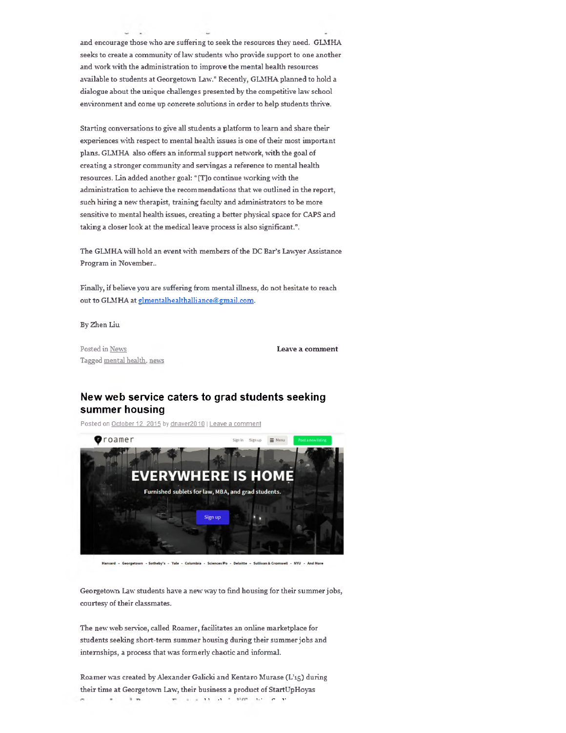and encourage those who are suffering to seek the resources they need. GLMHA seeks to create a community of law students who provide support to one another and work with the administration to improve the mental health resources available to students at Georgetown Law." Recently, GLMHA planned to hold a dialogue about the unique challenges presented by the competitive law school environment and come up concrete solutions in order to help students thrive.

Starting conversations to give all students a platform to learn and share their experiences with respect to mental health issues is one of their most important plans. GLMHA also offers an informal support network, with the goal of creating a stronger community and servingas a reference to mental health resources. Lin added another goal: "[T]o continue working with the administration to achieve the recommendations that we outlined in the report, such hiring a new therapist, training faculty and administrators to be more sensitive to mental health issues, creating a better physical space for CAPS and taking a closer look at the medical leave process is also significant.".

The GLMHA will hold an event with members of the DC Bar's Lawyer Assistance Program in November..

Finally, if believe you are suffering from mental illness, do not hesitate to reach out to GLMHA at glmentalhealthalliance@gmail.com.

By Zhen Liu

Posted in News
Tagged mental health, news

**Leave a comment**

## New web service caters to grad students seeking summer housing

Posted on October 12, 2015 by dnaver2010 | Leave a comment

roamer

EVERYWHERE IS HOME

Furnished sublets for law, MBA, and grad students.

Sign up

Harvard - Georgetown - Sotheby's - Yale - Columbia - Sciences Po - Deloitte - Sullivan & Cromwell - NYU - And More

Georgetown Law students have a new way to find housing for their summer jobs, courtesy of their classmates.

The new web service, called Roamer, facilitates an online marketplace for students seeking short-term summer housing during their summer jobs and internships, a process that was formerly chaotic and informal.

Roamer was created by Alexander Galicki and Kentaro Murase (L'15) during their time at Georgetown Law, their business a product of StartUpHoyas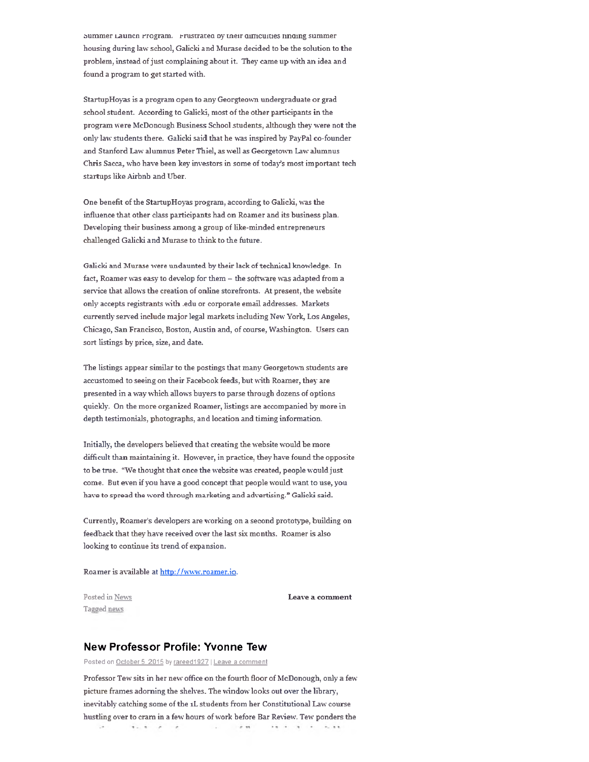Summer Launch Program. Frustrated by their difficulties finding summer housing during law school, Galicki and Murase decided to be the solution to the problem, instead of just complaining about it. They came up with an idea and found a program to get started with.

StartupHoyas is a program open to any Georgetown undergraduate or grad school student. According to Galicki, most of the other participants in the program were McDonough Business School students, although they were not the only law students there. Galicki said that he was inspired by PayPal co-founder and Stanford Law alumnus Peter Thiel, as well as Georgetown Law alumnus Chris Sacca, who have been key investors in some of today's most important tech startups like Airbnb and Uber.

One benefit of the StartupHoyas program, according to Galicki, was the influence that other class participants had on Roamer and its business plan. Developing their business among a group of like-minded entrepreneurs challenged Galicki and Murase to think to the future.

Galicki and Murase were undaunted by their lack of technical knowledge. In fact, Roamer was easy to develop for them – the software was adapted from a service that allows the creation of online storefronts. At present, the website only accepts registrants with .edu or corporate email addresses. Markets currently served include major legal markets including New York, Los Angeles, Chicago, San Francisco, Boston, Austin and, of course, Washington. Users can sort listings by price, size, and date.

The listings appear similar to the postings that many Georgetown students are accustomed to seeing on their Facebook feeds, but with Roamer, they are presented in a way which allows buyers to parse through dozens of options quickly. On the more organized Roamer, listings are accompanied by more in depth testimonials, photographs, and location and timing information.

Initially, the developers believed that creating the website would be more difficult than maintaining it. However, in practice, they have found the opposite to be true. "We thought that once the website was created, people would just come. But even if you have a good concept that people would want to use, you have to spread the word through marketing and advertising." Galicki said.

Currently, Roamer's developers are working on a second prototype, building on feedback that they have received over the last six months. Roamer is also looking to continue its trend of expansion.

Roamer is available at http://www.roamer.io.

Posted in News
Tagged news

Leave a comment

## New Professor Profile: Yvonne Tew

Posted on October 5, 2015 by rareed1927 | Leave a comment

Professor Tew sits in her new office on the fourth floor of McDonough, only a few picture frames adorning the shelves. The window looks out over the library, inevitably catching some of the 1L students from her Constitutional Law course hustling over to cram in a few hours of work before Bar Review. Tew ponders the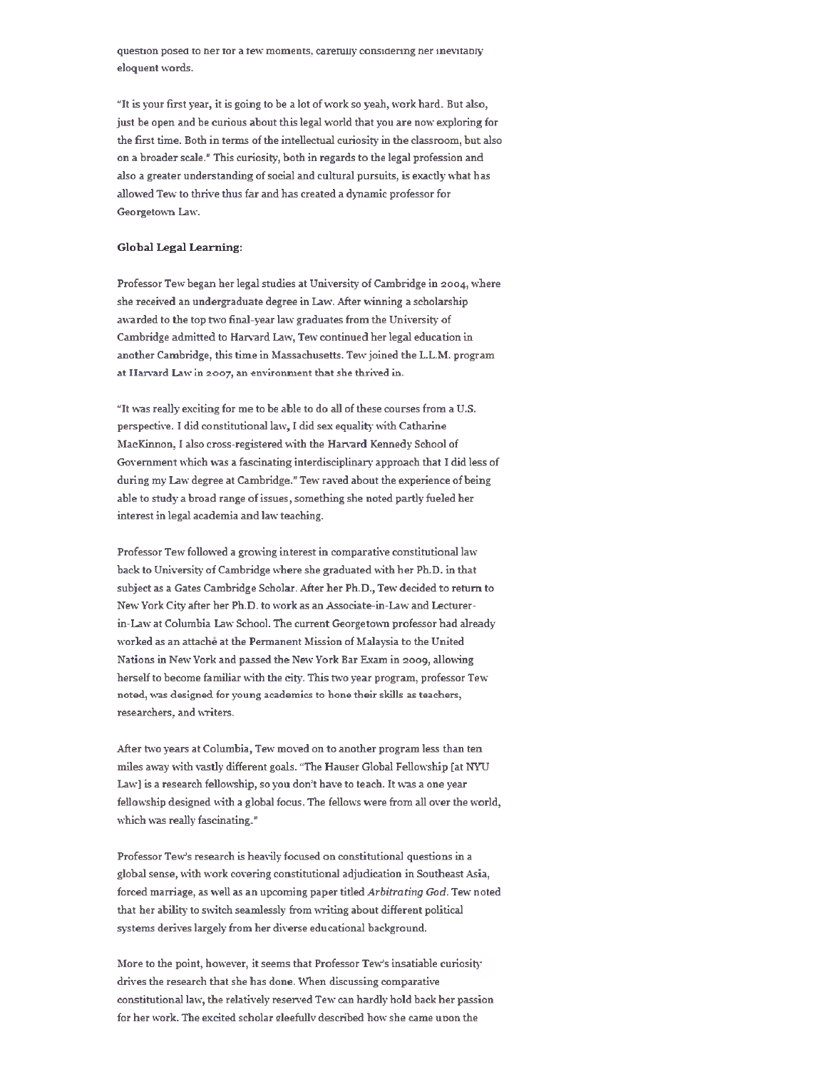question posed to her for a few moments, carefully considering her inevitably eloquent words.

"It is your first year, it is going to be a lot of work so yeah, work hard. But also, just be open and be curious about this legal world that you are now exploring for the first time. Both in terms of the intellectual curiosity in the classroom, but also on a broader scale." This curiosity, both in regards to the legal profession and also a greater understanding of social and cultural pursuits, is exactly what has allowed Tew to thrive thus far and has created a dynamic professor for Georgetown Law.

**Global Legal Learning:**

Professor Tew began her legal studies at University of Cambridge in 2004, where she received an undergraduate degree in Law. After winning a scholarship awarded to the top two final-year law graduates from the University of Cambridge admitted to Harvard Law, Tew continued her legal education in another Cambridge, this time in Massachusetts. Tew joined the L.L.M. program at Harvard Law in 2007, an environment that she thrived in.

"It was really exciting for me to be able to do all of these courses from a U.S. perspective. I did constitutional law, I did sex equality with Catharine MacKinnon, I also cross-registered with the Harvard Kennedy School of Government which was a fascinating interdisciplinary approach that I did less of during my Law degree at Cambridge." Tew raved about the experience of being able to study a broad range of issues, something she noted partly fueled her interest in legal academia and law teaching.

Professor Tew followed a growing interest in comparative constitutional law back to University of Cambridge where she graduated with her Ph.D. in that subject as a Gates Cambridge Scholar. After her Ph.D., Tew decided to return to New York City after her Ph.D. to work as an Associate-in-Law and Lecturer-in-Law at Columbia Law School. The current Georgetown professor had already worked as an attaché at the Permanent Mission of Malaysia to the United Nations in New York and passed the New York Bar Exam in 2009, allowing herself to become familiar with the city. This two year program, professor Tew noted, was designed for young academics to hone their skills as teachers, researchers, and writers.

After two years at Columbia, Tew moved on to another program less than ten miles away with vastly different goals. "The Hauser Global Fellowship [at NYU Law] is a research fellowship, so you don't have to teach. It was a one year fellowship designed with a global focus. The fellows were from all over the world, which was really fascinating."

Professor Tew's research is heavily focused on constitutional questions in a global sense, with work covering constitutional adjudication in Southeast Asia, forced marriage, as well as an upcoming paper titled *Arbitrating God*. Tew noted that her ability to switch seamlessly from writing about different political systems derives largely from her diverse educational background.

More to the point, however, it seems that Professor Tew's insatiable curiosity drives the research that she has done. When discussing comparative constitutional law, the relatively reserved Tew can hardly hold back her passion for her work. The excited scholar gleefully described how she came upon the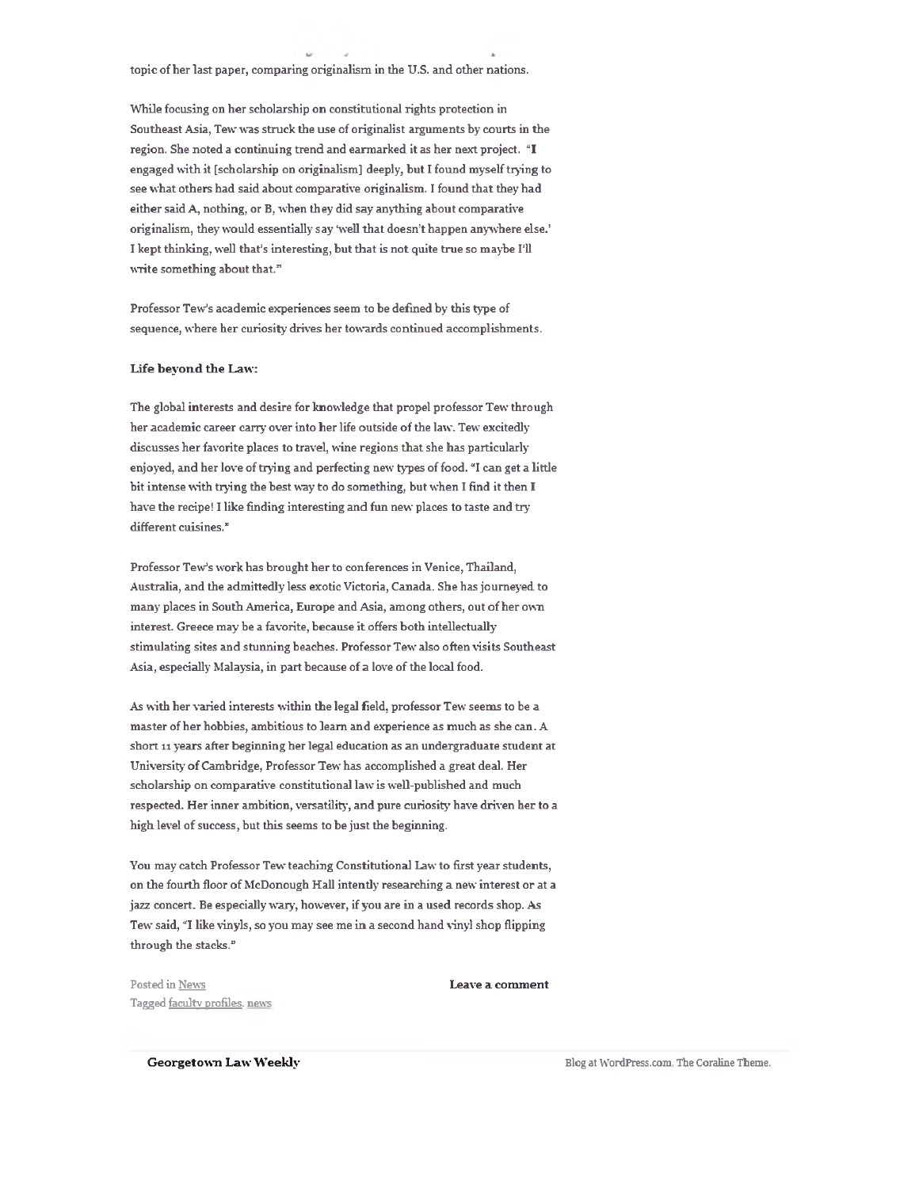topic of her last paper, comparing originalism in the U.S. and other nations.

While focusing on her scholarship on constitutional rights protection in Southeast Asia, Tew was struck the use of originalist arguments by courts in the region. She noted a continuing trend and earmarked it as her next project. "I engaged with it [scholarship on originalism] deeply, but I found myself trying to see what others had said about comparative originalism. I found that they had either said A, nothing, or B, when they did say anything about comparative originalism, they would essentially say 'well that doesn't happen anywhere else.' I kept thinking, well that's interesting, but that is not quite true so maybe I'll write something about that."

Professor Tew's academic experiences seem to be defined by this type of sequence, where her curiosity drives her towards continued accomplishments.

**Life beyond the Law:**

The global interests and desire for knowledge that propel professor Tew through her academic career carry over into her life outside of the law. Tew excitedly discusses her favorite places to travel, wine regions that she has particularly enjoyed, and her love of trying and perfecting new types of food. "I can get a little bit intense with trying the best way to do something, but when I find it then I have the recipe! I like finding interesting and fun new places to taste and try different cuisines."

Professor Tew's work has brought her to conferences in Venice, Thailand, Australia, and the admittedly less exotic Victoria, Canada. She has journeyed to many places in South America, Europe and Asia, among others, out of her own interest. Greece may be a favorite, because it offers both intellectually stimulating sites and stunning beaches. Professor Tew also often visits Southeast Asia, especially Malaysia, in part because of a love of the local food.

As with her varied interests within the legal field, professor Tew seems to be a master of her hobbies, ambitious to learn and experience as much as she can. A short 11 years after beginning her legal education as an undergraduate student at University of Cambridge, Professor Tew has accomplished a great deal. Her scholarship on comparative constitutional law is well-published and much respected. Her inner ambition, versatility, and pure curiosity have driven her to a high level of success, but this seems to be just the beginning.

You may catch Professor Tew teaching Constitutional Law to first year students, on the fourth floor of McDonough Hall intently researching a new interest or at a jazz concert. Be especially wary, however, if you are in a used records shop. As Tew said, "I like vinyls, so you may see me in a second hand vinyl shop flipping through the stacks."

Posted in News
Tagged faculty profiles, news

**Leave a comment**

**Georgetown Law Weekly**

Blog at WordPress.com. The Coraline Theme.